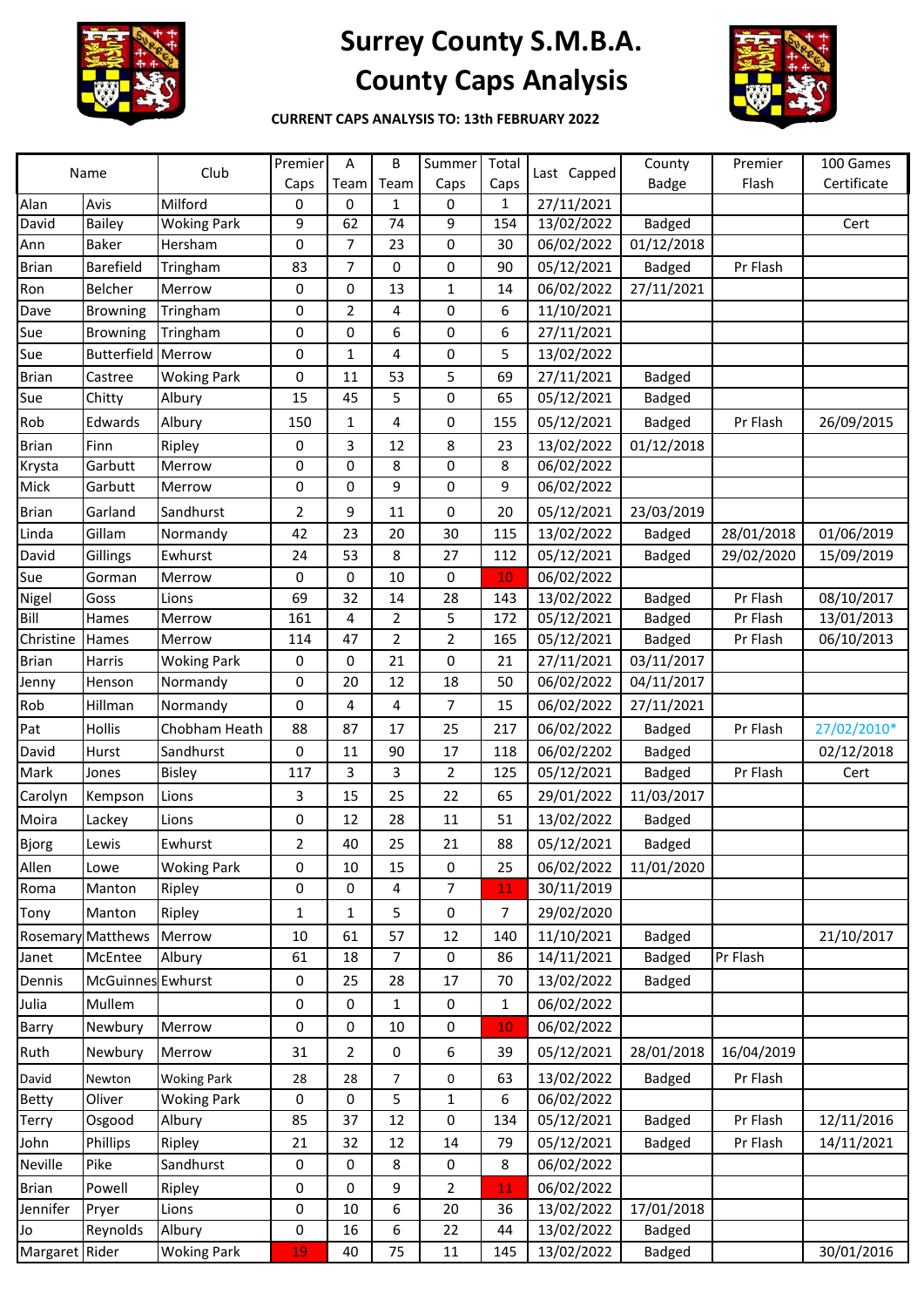# Surrey County S.M.B.A.
# County Caps Analysis

**CURRENT CAPS ANALYSIS TO: 13th FEBRUARY 2022**

| Name | | Club | Premier Caps | A Team | B Team | Summer Caps | Total Caps | Last Capped | County Badge | Premier Flash | 100 Games Certificate |
|---|---|---|---|---|---|---|---|---|---|---|---|
| Alan | Avis | Milford | 0 | 0 | 1 | 0 | 1 | 27/11/2021 | | | |
| David | Bailey | Woking Park | 9 | 62 | 74 | 9 | 154 | 13/02/2022 | Badged | | Cert |
| Ann | Baker | Hersham | 0 | 7 | 23 | 0 | 30 | 06/02/2022 | 01/12/2018 | | |
| Brian | Barefield | Tringham | 83 | 7 | 0 | 0 | 90 | 05/12/2021 | Badged | Pr Flash | |
| Ron | Belcher | Merrow | 0 | 0 | 13 | 1 | 14 | 06/02/2022 | 27/11/2021 | | |
| Dave | Browning | Tringham | 0 | 2 | 4 | 0 | 6 | 11/10/2021 | | | |
| Sue | Browning | Tringham | 0 | 0 | 6 | 0 | 6 | 27/11/2021 | | | |
| Sue | Butterfield | Merrow | 0 | 1 | 4 | 0 | 5 | 13/02/2022 | | | |
| Brian | Castree | Woking Park | 0 | 11 | 53 | 5 | 69 | 27/11/2021 | Badged | | |
| Sue | Chitty | Albury | 15 | 45 | 5 | 0 | 65 | 05/12/2021 | Badged | | |
| Rob | Edwards | Albury | 150 | 1 | 4 | 0 | 155 | 05/12/2021 | Badged | Pr Flash | 26/09/2015 |
| Brian | Finn | Ripley | 0 | 3 | 12 | 8 | 23 | 13/02/2022 | 01/12/2018 | | |
| Krysta | Garbutt | Merrow | 0 | 0 | 8 | 0 | 8 | 06/02/2022 | | | |
| Mick | Garbutt | Merrow | 0 | 0 | 9 | 0 | 9 | 06/02/2022 | | | |
| Brian | Garland | Sandhurst | 2 | 9 | 11 | 0 | 20 | 05/12/2021 | 23/03/2019 | | |
| Linda | Gillam | Normandy | 42 | 23 | 20 | 30 | 115 | 13/02/2022 | Badged | 28/01/2018 | 01/06/2019 |
| David | Gillings | Ewhurst | 24 | 53 | 8 | 27 | 112 | 05/12/2021 | Badged | 29/02/2020 | 15/09/2019 |
| Sue | Gorman | Merrow | 0 | 0 | 10 | 0 | 10 | 06/02/2022 | | | |
| Nigel | Goss | Lions | 69 | 32 | 14 | 28 | 143 | 13/02/2022 | Badged | Pr Flash | 08/10/2017 |
| Bill | Hames | Merrow | 161 | 4 | 2 | 5 | 172 | 05/12/2021 | Badged | Pr Flash | 13/01/2013 |
| Christine | Hames | Merrow | 114 | 47 | 2 | 2 | 165 | 05/12/2021 | Badged | Pr Flash | 06/10/2013 |
| Brian | Harris | Woking Park | 0 | 0 | 21 | 0 | 21 | 27/11/2021 | 03/11/2017 | | |
| Jenny | Henson | Normandy | 0 | 20 | 12 | 18 | 50 | 06/02/2022 | 04/11/2017 | | |
| Rob | Hillman | Normandy | 0 | 4 | 4 | 7 | 15 | 06/02/2022 | 27/11/2021 | | |
| Pat | Hollis | Chobham Heath | 88 | 87 | 17 | 25 | 217 | 06/02/2022 | Badged | Pr Flash | 27/02/2010* |
| David | Hurst | Sandhurst | 0 | 11 | 90 | 17 | 118 | 06/02/2202 | Badged | | 02/12/2018 |
| Mark | Jones | Bisley | 117 | 3 | 3 | 2 | 125 | 05/12/2021 | Badged | Pr Flash | Cert |
| Carolyn | Kempson | Lions | 3 | 15 | 25 | 22 | 65 | 29/01/2022 | 11/03/2017 | | |
| Moira | Lackey | Lions | 0 | 12 | 28 | 11 | 51 | 13/02/2022 | Badged | | |
| Bjorg | Lewis | Ewhurst | 2 | 40 | 25 | 21 | 88 | 05/12/2021 | Badged | | |
| Allen | Lowe | Woking Park | 0 | 10 | 15 | 0 | 25 | 06/02/2022 | 11/01/2020 | | |
| Roma | Manton | Ripley | 0 | 0 | 4 | 7 | 11 | 30/11/2019 | | | |
| Tony | Manton | Ripley | 1 | 1 | 5 | 0 | 7 | 29/02/2020 | | | |
| Rosemary | Matthews | Merrow | 10 | 61 | 57 | 12 | 140 | 11/10/2021 | Badged | | 21/10/2017 |
| Janet | McEntee | Albury | 61 | 18 | 7 | 0 | 86 | 14/11/2021 | Badged | Pr Flash | |
| Dennis | McGuinnes | Ewhurst | 0 | 25 | 28 | 17 | 70 | 13/02/2022 | Badged | | |
| Julia | Mullem | | 0 | 0 | 1 | 0 | 1 | 06/02/2022 | | | |
| Barry | Newbury | Merrow | 0 | 0 | 10 | 0 | 10 | 06/02/2022 | | | |
| Ruth | Newbury | Merrow | 31 | 2 | 0 | 6 | 39 | 05/12/2021 | 28/01/2018 | 16/04/2019 | |
| David | Newton | Woking Park | 28 | 28 | 7 | 0 | 63 | 13/02/2022 | Badged | Pr Flash | |
| Betty | Oliver | Woking Park | 0 | 0 | 5 | 1 | 6 | 06/02/2022 | | | |
| Terry | Osgood | Albury | 85 | 37 | 12 | 0 | 134 | 05/12/2021 | Badged | Pr Flash | 12/11/2016 |
| John | Phillips | Ripley | 21 | 32 | 12 | 14 | 79 | 05/12/2021 | Badged | Pr Flash | 14/11/2021 |
| Neville | Pike | Sandhurst | 0 | 0 | 8 | 0 | 8 | 06/02/2022 | | | |
| Brian | Powell | Ripley | 0 | 0 | 9 | 2 | 11 | 06/02/2022 | | | |
| Jennifer | Pryer | Lions | 0 | 10 | 6 | 20 | 36 | 13/02/2022 | 17/01/2018 | | |
| Jo | Reynolds | Albury | 0 | 16 | 6 | 22 | 44 | 13/02/2022 | Badged | | |
| Margaret | Rider | Woking Park | 19 | 40 | 75 | 11 | 145 | 13/02/2022 | Badged | | 30/01/2016 |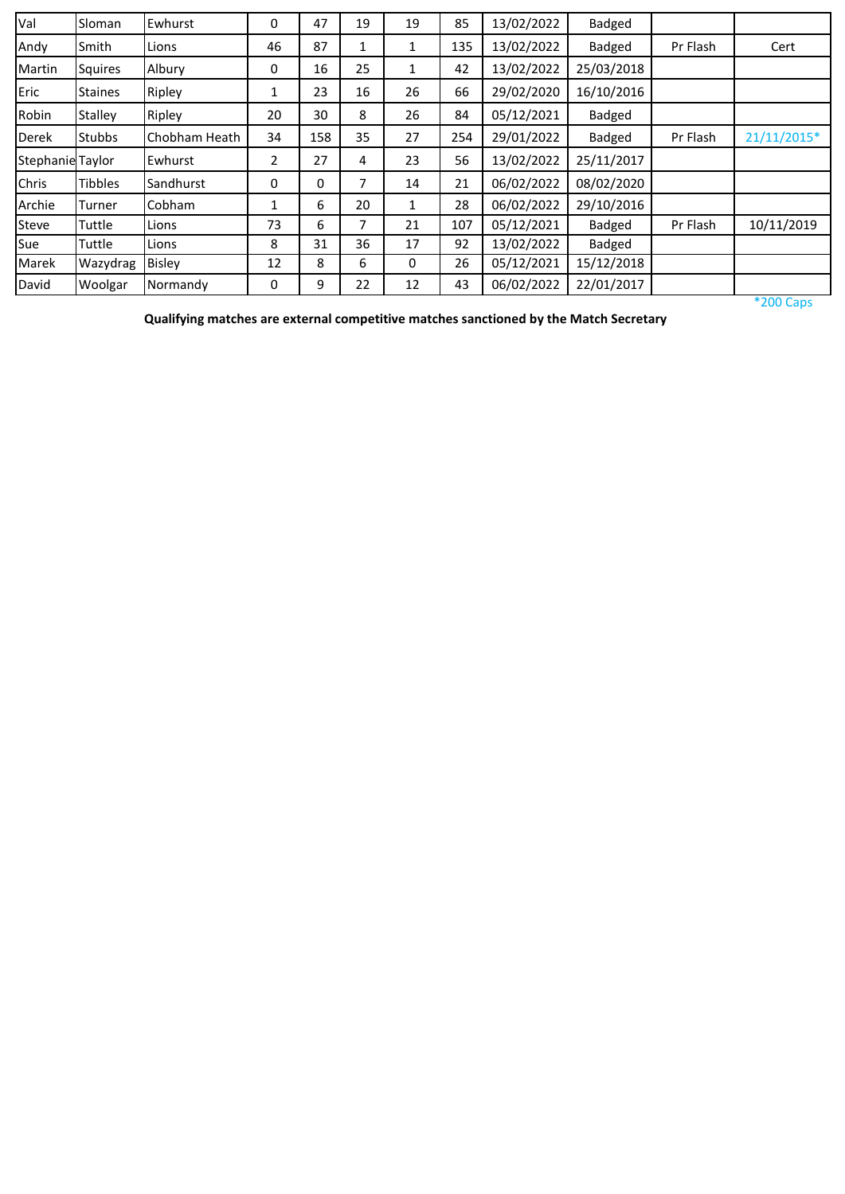| | | | | | | | | | | | |
|---|---|---|---|---|---|---|---|---|---|---|---|
| Val | Sloman | Ewhurst | 0 | 47 | 19 | 19 | 85 | 13/02/2022 | Badged | | |
| Andy | Smith | Lions | 46 | 87 | 1 | 1 | 135 | 13/02/2022 | Badged | Pr Flash | Cert |
| Martin | Squires | Albury | 0 | 16 | 25 | 1 | 42 | 13/02/2022 | 25/03/2018 | | |
| Eric | Staines | Ripley | 1 | 23 | 16 | 26 | 66 | 29/02/2020 | 16/10/2016 | | |
| Robin | Stalley | Ripley | 20 | 30 | 8 | 26 | 84 | 05/12/2021 | Badged | | |
| Derek | Stubbs | Chobham Heath | 34 | 158 | 35 | 27 | 254 | 29/01/2022 | Badged | Pr Flash | 21/11/2015* |
| Stephanie | Taylor | Ewhurst | 2 | 27 | 4 | 23 | 56 | 13/02/2022 | 25/11/2017 | | |
| Chris | Tibbles | Sandhurst | 0 | 0 | 7 | 14 | 21 | 06/02/2022 | 08/02/2020 | | |
| Archie | Turner | Cobham | 1 | 6 | 20 | 1 | 28 | 06/02/2022 | 29/10/2016 | | |
| Steve | Tuttle | Lions | 73 | 6 | 7 | 21 | 107 | 05/12/2021 | Badged | Pr Flash | 10/11/2019 |
| Sue | Tuttle | Lions | 8 | 31 | 36 | 17 | 92 | 13/02/2022 | Badged | | |
| Marek | Wazydrag | Bisley | 12 | 8 | 6 | 0 | 26 | 05/12/2021 | 15/12/2018 | | |
| David | Woolgar | Normandy | 0 | 9 | 22 | 12 | 43 | 06/02/2022 | 22/01/2017 | | |

*200 Caps

**Qualifying matches are external competitive matches sanctioned by the Match Secretary**